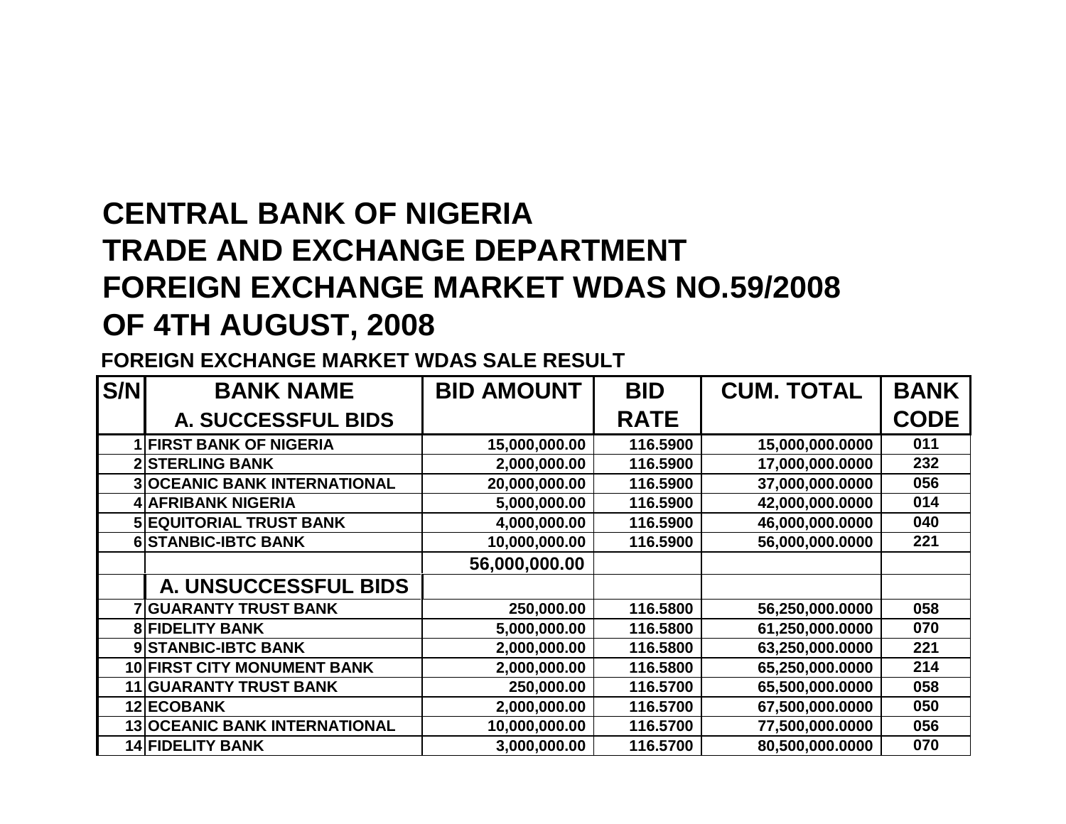# CENTRAL BANK OF NIGERIA
# TRADE AND EXCHANGE DEPARTMENT
# FOREIGN EXCHANGE MARKET WDAS NO.59/2008
# OF 4TH AUGUST, 2008

## FOREIGN EXCHANGE MARKET WDAS SALE RESULT

| S/N | BANK NAME | BID AMOUNT | BID RATE | CUM. TOTAL | BANK CODE |
|---|---|---|---|---|---|
| | **A. SUCCESSFUL BIDS** | | | | |
| 1 | FIRST BANK OF NIGERIA | 15,000,000.00 | 116.5900 | 15,000,000.0000 | 011 |
| 2 | STERLING BANK | 2,000,000.00 | 116.5900 | 17,000,000.0000 | 232 |
| 3 | OCEANIC BANK INTERNATIONAL | 20,000,000.00 | 116.5900 | 37,000,000.0000 | 056 |
| 4 | AFRIBANK NIGERIA | 5,000,000.00 | 116.5900 | 42,000,000.0000 | 014 |
| 5 | EQUITORIAL TRUST BANK | 4,000,000.00 | 116.5900 | 46,000,000.0000 | 040 |
| 6 | STANBIC-IBTC BANK | 10,000,000.00 | 116.5900 | 56,000,000.0000 | 221 |
| | | 56,000,000.00 | | | |
| | **A. UNSUCCESSFUL BIDS** | | | | |
| 7 | GUARANTY TRUST BANK | 250,000.00 | 116.5800 | 56,250,000.0000 | 058 |
| 8 | FIDELITY BANK | 5,000,000.00 | 116.5800 | 61,250,000.0000 | 070 |
| 9 | STANBIC-IBTC BANK | 2,000,000.00 | 116.5800 | 63,250,000.0000 | 221 |
| 10 | FIRST CITY MONUMENT BANK | 2,000,000.00 | 116.5800 | 65,250,000.0000 | 214 |
| 11 | GUARANTY TRUST BANK | 250,000.00 | 116.5700 | 65,500,000.0000 | 058 |
| 12 | ECOBANK | 2,000,000.00 | 116.5700 | 67,500,000.0000 | 050 |
| 13 | OCEANIC BANK INTERNATIONAL | 10,000,000.00 | 116.5700 | 77,500,000.0000 | 056 |
| 14 | FIDELITY BANK | 3,000,000.00 | 116.5700 | 80,500,000.0000 | 070 |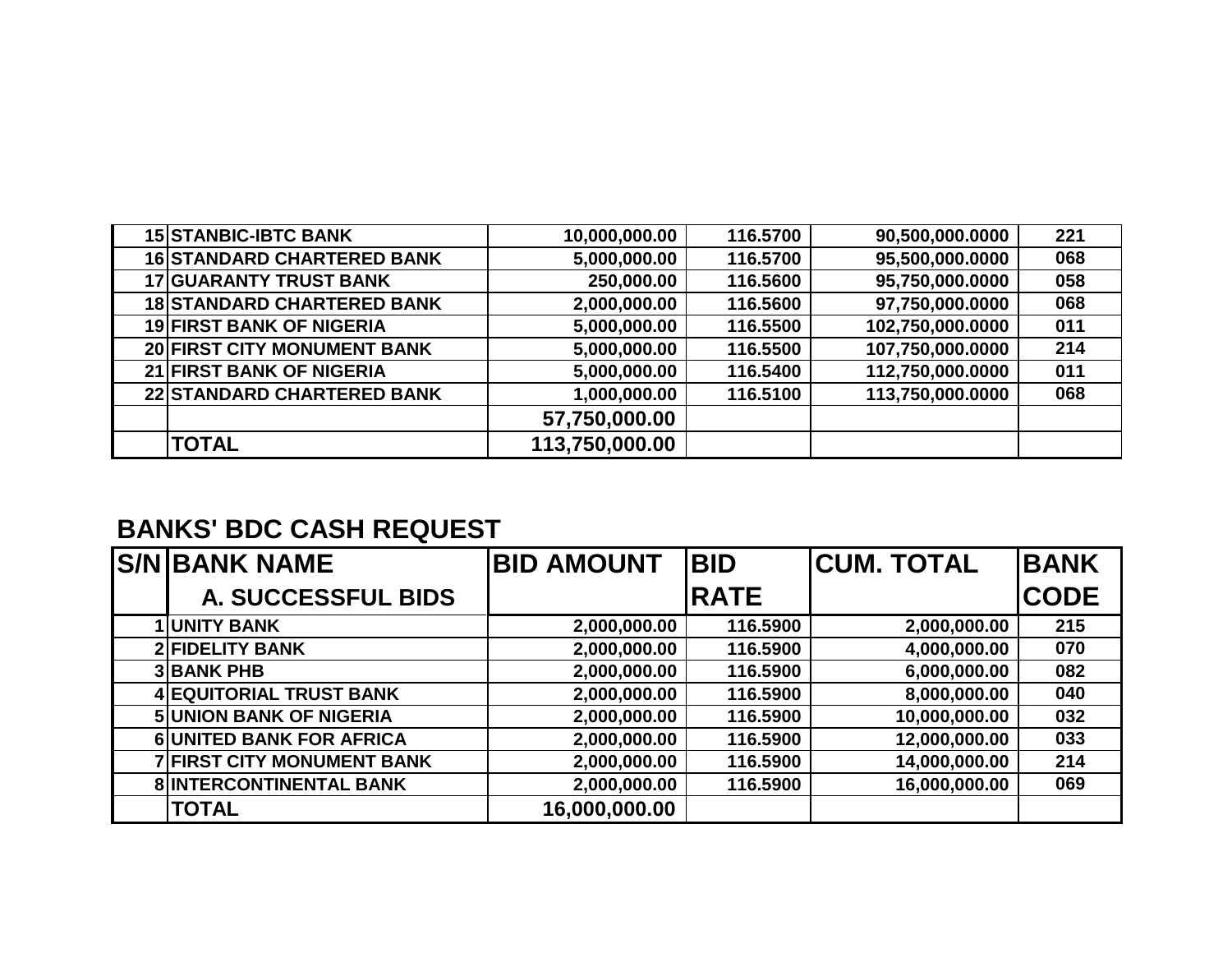| | | | | | |
|---|---|---|---|---|---|
| 15 | STANBIC-IBTC BANK | 10,000,000.00 | 116.5700 | 90,500,000.0000 | 221 |
| 16 | STANDARD CHARTERED BANK | 5,000,000.00 | 116.5700 | 95,500,000.0000 | 068 |
| 17 | GUARANTY TRUST BANK | 250,000.00 | 116.5600 | 95,750,000.0000 | 058 |
| 18 | STANDARD CHARTERED BANK | 2,000,000.00 | 116.5600 | 97,750,000.0000 | 068 |
| 19 | FIRST BANK OF NIGERIA | 5,000,000.00 | 116.5500 | 102,750,000.0000 | 011 |
| 20 | FIRST CITY MONUMENT BANK | 5,000,000.00 | 116.5500 | 107,750,000.0000 | 214 |
| 21 | FIRST BANK OF NIGERIA | 5,000,000.00 | 116.5400 | 112,750,000.0000 | 011 |
| 22 | STANDARD CHARTERED BANK | 1,000,000.00 | 116.5100 | 113,750,000.0000 | 068 |
| | | 57,750,000.00 | | | |
| | TOTAL | 113,750,000.00 | | | |

## BANKS' BDC CASH REQUEST

| S/N | BANK NAME<br>A. SUCCESSFUL BIDS | BID AMOUNT | BID RATE | CUM. TOTAL | BANK CODE |
|---|---|---|---|---|---|
| 1 | UNITY BANK | 2,000,000.00 | 116.5900 | 2,000,000.00 | 215 |
| 2 | FIDELITY BANK | 2,000,000.00 | 116.5900 | 4,000,000.00 | 070 |
| 3 | BANK PHB | 2,000,000.00 | 116.5900 | 6,000,000.00 | 082 |
| 4 | EQUITORIAL TRUST BANK | 2,000,000.00 | 116.5900 | 8,000,000.00 | 040 |
| 5 | UNION BANK OF NIGERIA | 2,000,000.00 | 116.5900 | 10,000,000.00 | 032 |
| 6 | UNITED BANK FOR AFRICA | 2,000,000.00 | 116.5900 | 12,000,000.00 | 033 |
| 7 | FIRST CITY MONUMENT BANK | 2,000,000.00 | 116.5900 | 14,000,000.00 | 214 |
| 8 | INTERCONTINENTAL BANK | 2,000,000.00 | 116.5900 | 16,000,000.00 | 069 |
| | TOTAL | 16,000,000.00 | | | |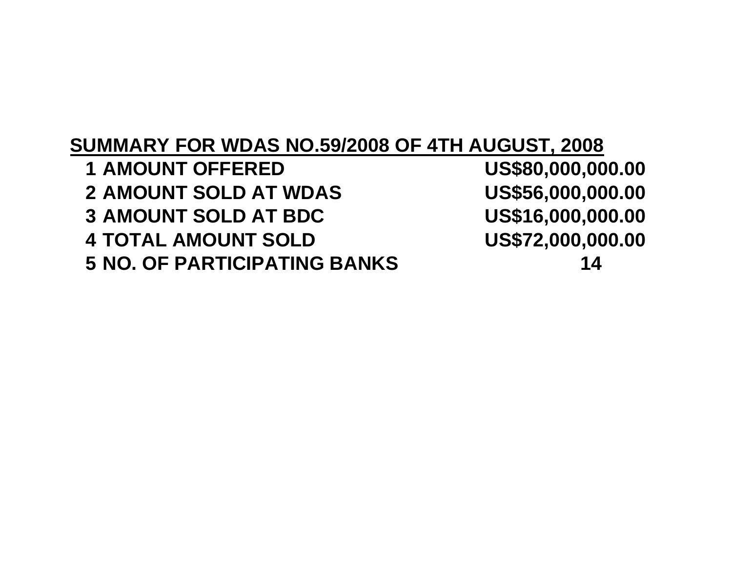**SUMMARY FOR WDAS NO.59/2008 OF 4TH AUGUST, 2008**

| | | |
|---|---|---|
| 1 | AMOUNT OFFERED | US$80,000,000.00 |
| 2 | AMOUNT SOLD AT WDAS | US$56,000,000.00 |
| 3 | AMOUNT SOLD AT BDC | US$16,000,000.00 |
| 4 | TOTAL AMOUNT SOLD | US$72,000,000.00 |
| 5 | NO. OF PARTICIPATING BANKS | 14 |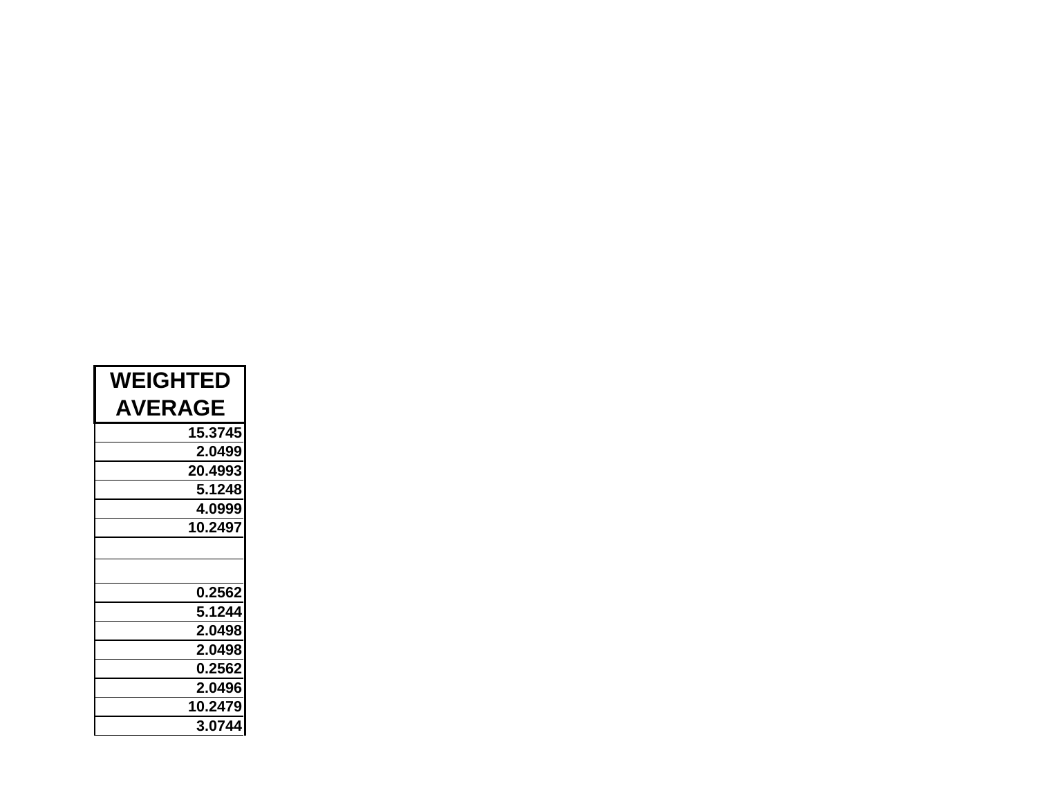| WEIGHTED AVERAGE |
| --- |
| 15.3745 |
| 2.0499 |
| 20.4993 |
| 5.1248 |
| 4.0999 |
| 10.2497 |
| |
| |
| 0.2562 |
| 5.1244 |
| 2.0498 |
| 2.0498 |
| 0.2562 |
| 2.0496 |
| 10.2479 |
| 3.0744 |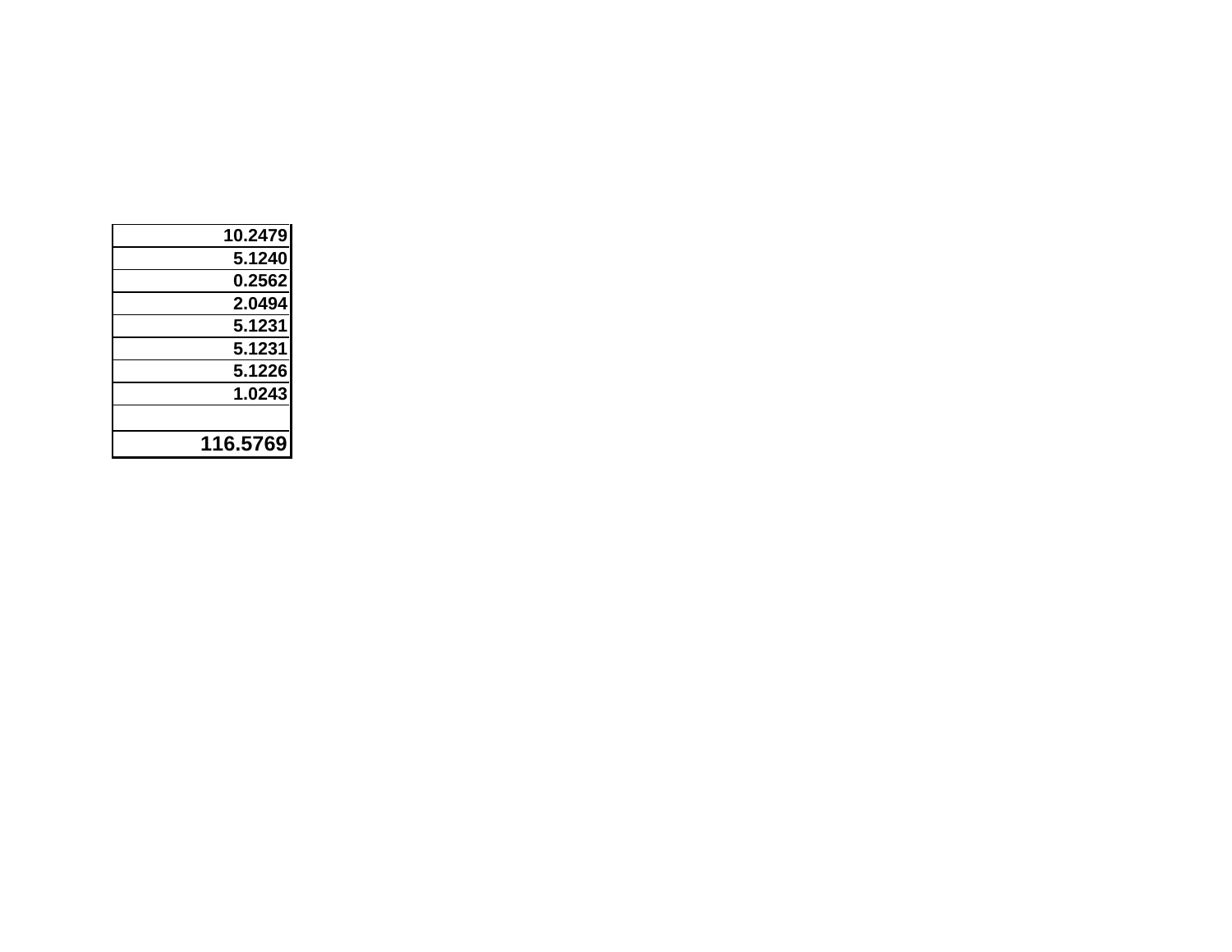| |
|---|
| 10.2479 |
| 5.1240 |
| 0.2562 |
| 2.0494 |
| 5.1231 |
| 5.1231 |
| 5.1226 |
| 1.0243 |
| |
| 116.5769 |